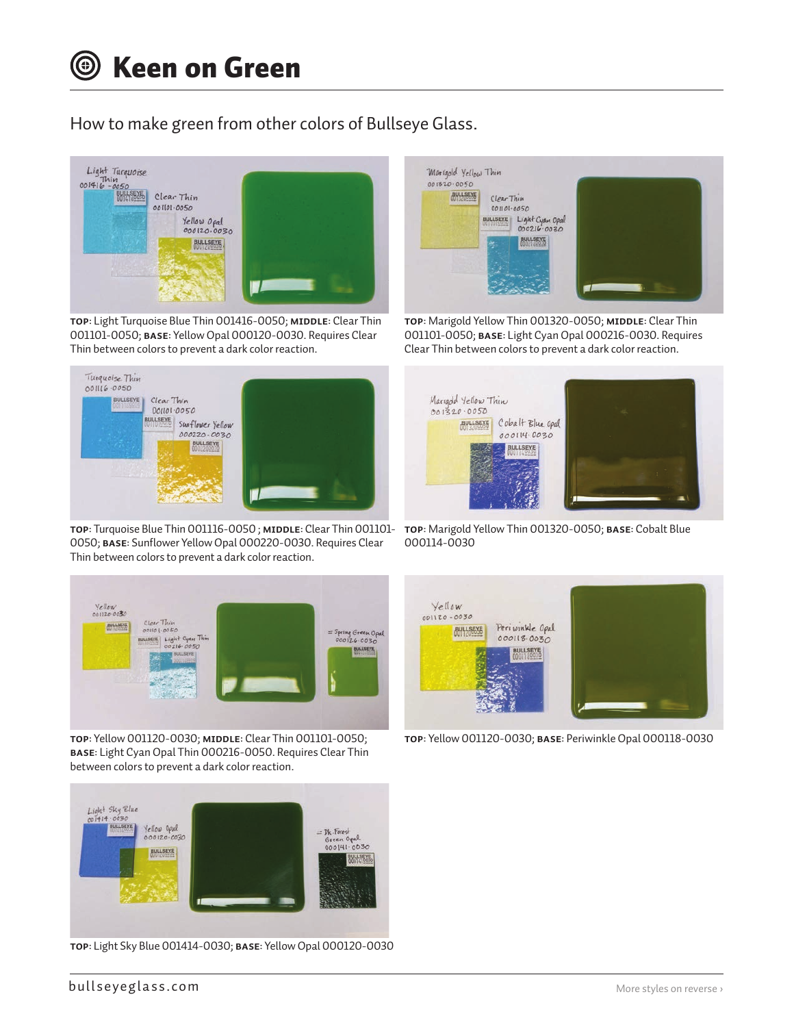# Keen on Green

How to make green from other colors of Bullseye Glass.

**TOP**: Light Turquoise Blue Thin 001416-0050; **MIDDLE**: Clear Thin 001101-0050; **BASE**: Yellow Opal 000120-0030. Requires Clear Thin between colors to prevent a dark color reaction.

**TOP**: Marigold Yellow Thin 001320-0050; **MIDDLE**: Clear Thin 001101-0050; **BASE**: Light Cyan Opal 000216-0030. Requires Clear Thin between colors to prevent a dark color reaction.

**TOP**: Turquoise Blue Thin 001116-0050 ; **MIDDLE**: Clear Thin 001101-0050; **BASE**: Sunflower Yellow Opal 000220-0030. Requires Clear Thin between colors to prevent a dark color reaction.

**TOP**: Marigold Yellow Thin 001320-0050; **BASE**: Cobalt Blue 000114-0030

**TOP**: Yellow 001120-0030; **MIDDLE**: Clear Thin 001101-0050; **BASE**: Light Cyan Opal Thin 000216-0050. Requires Clear Thin between colors to prevent a dark color reaction.

**TOP**: Yellow 001120-0030; **BASE**: Periwinkle Opal 000118-0030

**TOP**: Light Sky Blue 001414-0030; **BASE**: Yellow Opal 000120-0030

bullseyeglass.com

More styles on reverse ›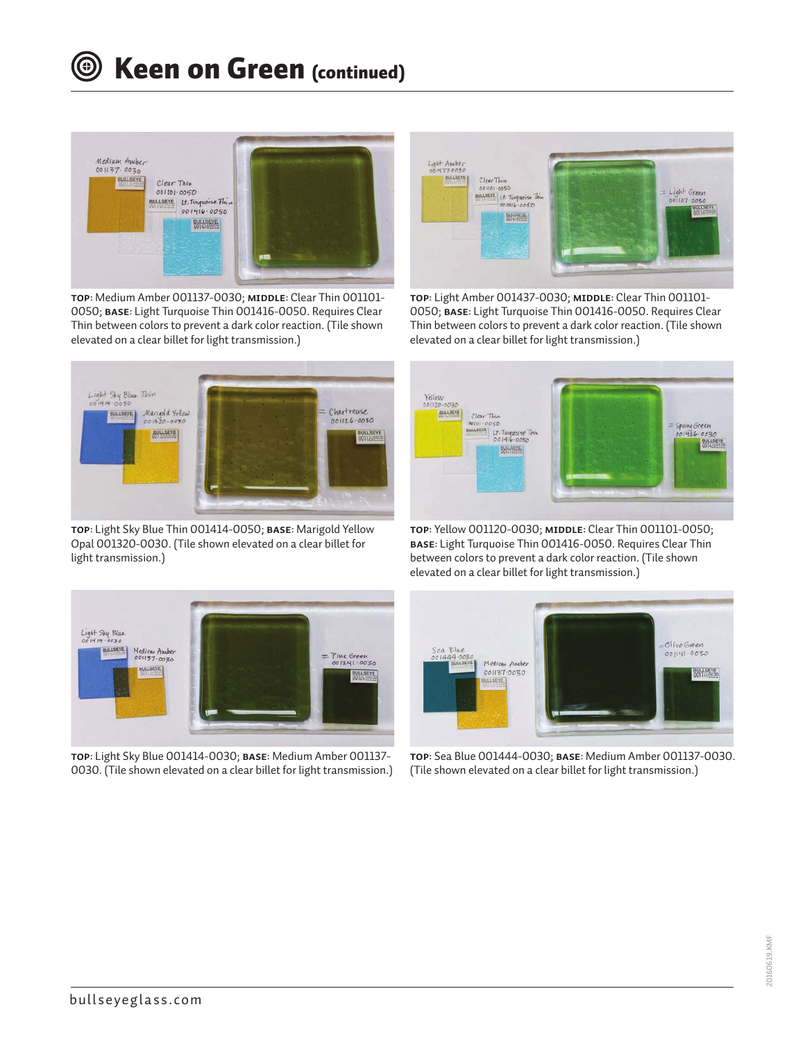# Keen on Green (continued)

**TOP**: Medium Amber 001137-0030; **MIDDLE**: Clear Thin 001101-0050; **BASE**: Light Turquoise Thin 001416-0050. Requires Clear Thin between colors to prevent a dark color reaction. (Tile shown elevated on a clear billet for light transmission.)

**TOP**: Light Amber 001437-0030; **MIDDLE**: Clear Thin 001101-0050; **BASE**: Light Turquoise Thin 001416-0050. Requires Clear Thin between colors to prevent a dark color reaction. (Tile shown elevated on a clear billet for light transmission.)

**TOP**: Light Sky Blue Thin 001414-0050; **BASE**: Marigold Yellow Opal 001320-0030. (Tile shown elevated on a clear billet for light transmission.)

**TOP**: Yellow 001120-0030; **MIDDLE**: Clear Thin 001101-0050; **BASE**: Light Turquoise Thin 001416-0050. Requires Clear Thin between colors to prevent a dark color reaction. (Tile shown elevated on a clear billet for light transmission.)

**TOP**: Light Sky Blue 001414-0030; **BASE**: Medium Amber 001137-0030. (Tile shown elevated on a clear billet for light transmission.)

**TOP**: Sea Blue 001444-0030; **BASE**: Medium Amber 001137-0030. (Tile shown elevated on a clear billet for light transmission.)